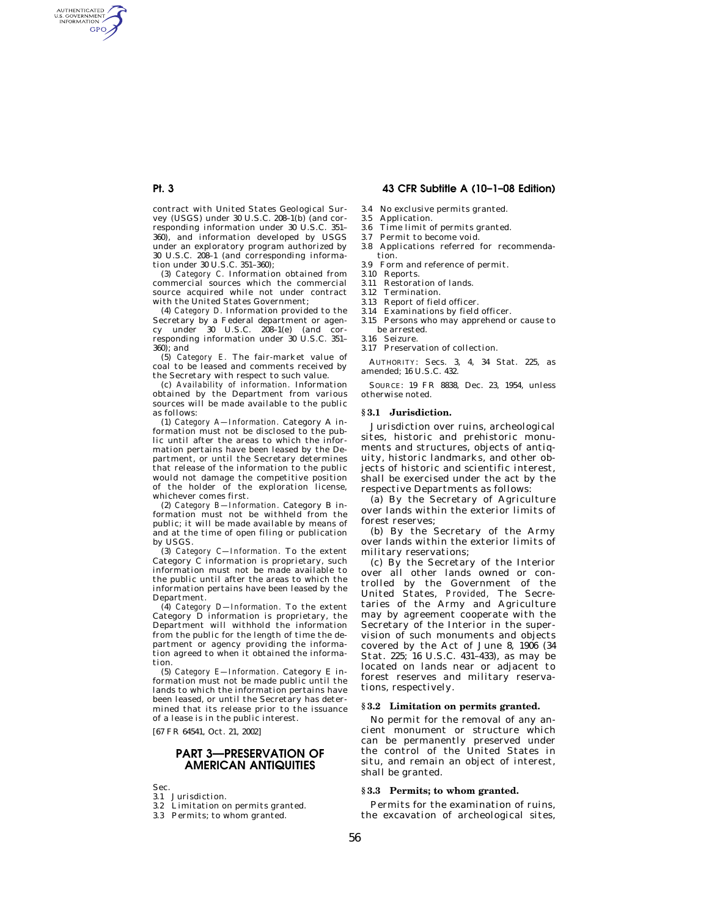contract with United States Geological Survey (USGS) under 30 U.S.C. 208–1(b) (and corresponding information under 30 U.S.C. 351–360), and information developed by USGS under an exploratory program authorized by 30 U.S.C. 208–1 (and corresponding information under 30 U.S.C. 351–360);

(3) *Category C.* Information obtained from commercial sources which the commercial source acquired while not under contract with the United States Government;

(4) *Category D.* Information provided to the Secretary by a Federal department or agency under 30 U.S.C. 208–1(e) (and corresponding information under 30 U.S.C. 351–360); and

(5) *Category E.* The fair-market value of coal to be leased and comments received by the Secretary with respect to such value.

(c) *Availability of information.* Information obtained by the Department from various sources will be made available to the public as follows:

(1) *Category A—Information.* Category A information must not be disclosed to the public until after the areas to which the information pertains have been leased by the Department, or until the Secretary determines that release of the information to the public would not damage the competitive position of the holder of the exploration license, whichever comes first.

(2) *Category B—Information.* Category B information must not be withheld from the public; it will be made available by means of and at the time of open filing or publication by USGS.

(3) *Category C—Information.* To the extent Category C information is proprietary, such information must not be made available to the public until after the areas to which the information pertains have been leased by the Department.

(4) *Category D—Information.* To the extent Category D information is proprietary, the Department will withhold the information from the public for the length of time the department or agency providing the information agreed to when it obtained the information.

(5) *Category E—Information.* Category E information must not be made public until the lands to which the information pertains have been leased, or until the Secretary has determined that its release prior to the issuance of a lease is in the public interest.

[67 FR 64541, Oct. 21, 2002]

## PART 3—PRESERVATION OF AMERICAN ANTIQUITIES

Sec.
3.1 Jurisdiction.
3.2 Limitation on permits granted.
3.3 Permits; to whom granted.
3.4 No exclusive permits granted.
3.5 Application.
3.6 Time limit of permits granted.
3.7 Permit to become void.
3.8 Applications referred for recommendation.
3.9 Form and reference of permit.
3.10 Reports.
3.11 Restoration of lands.
3.12 Termination.
3.13 Report of field officer.
3.14 Examinations by field officer.
3.15 Persons who may apprehend or cause to be arrested.
3.16 Seizure.
3.17 Preservation of collection.

AUTHORITY: Secs. 3, 4, 34 Stat. 225, as amended; 16 U.S.C. 432.

SOURCE: 19 FR 8838, Dec. 23, 1954, unless otherwise noted.

### § 3.1 Jurisdiction.

Jurisdiction over ruins, archeological sites, historic and prehistoric monuments and structures, objects of antiquity, historic landmarks, and other objects of historic and scientific interest, shall be exercised under the act by the respective Departments as follows:

(a) By the Secretary of Agriculture over lands within the exterior limits of forest reserves;

(b) By the Secretary of the Army over lands within the exterior limits of military reservations;

(c) By the Secretary of the Interior over all other lands owned or controlled by the Government of the United States, *Provided,* The Secretaries of the Army and Agriculture may by agreement cooperate with the Secretary of the Interior in the supervision of such monuments and objects covered by the Act of June 8, 1906 (34 Stat. 225; 16 U.S.C. 431–433), as may be located on lands near or adjacent to forest reserves and military reservations, respectively.

### § 3.2 Limitation on permits granted.

No permit for the removal of any ancient monument or structure which can be permanently preserved under the control of the United States in situ, and remain an object of interest, shall be granted.

### § 3.3 Permits; to whom granted.

Permits for the examination of ruins, the excavation of archeological sites,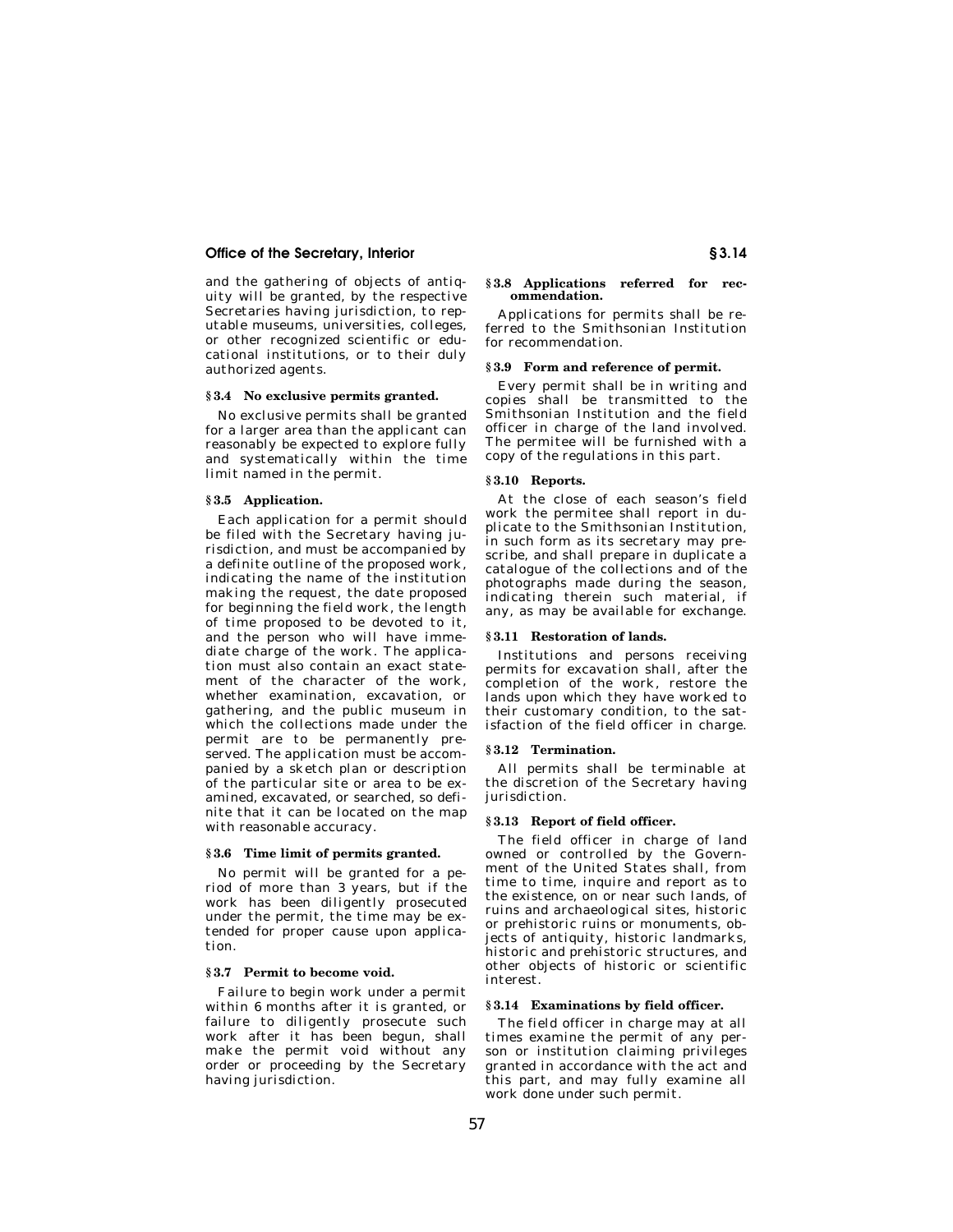and the gathering of objects of antiquity will be granted, by the respective Secretaries having jurisdiction, to reputable museums, universities, colleges, or other recognized scientific or educational institutions, or to their duly authorized agents.

**§ 3.4 No exclusive permits granted.**

No exclusive permits shall be granted for a larger area than the applicant can reasonably be expected to explore fully and systematically within the time limit named in the permit.

**§ 3.5 Application.**

Each application for a permit should be filed with the Secretary having jurisdiction, and must be accompanied by a definite outline of the proposed work, indicating the name of the institution making the request, the date proposed for beginning the field work, the length of time proposed to be devoted to it, and the person who will have immediate charge of the work. The application must also contain an exact statement of the character of the work, whether examination, excavation, or gathering, and the public museum in which the collections made under the permit are to be permanently preserved. The application must be accompanied by a sketch plan or description of the particular site or area to be examined, excavated, or searched, so definite that it can be located on the map with reasonable accuracy.

**§ 3.6 Time limit of permits granted.**

No permit will be granted for a period of more than 3 years, but if the work has been diligently prosecuted under the permit, the time may be extended for proper cause upon application.

**§ 3.7 Permit to become void.**

Failure to begin work under a permit within 6 months after it is granted, or failure to diligently prosecute such work after it has been begun, shall make the permit void without any order or proceeding by the Secretary having jurisdiction.

**§ 3.8 Applications referred for recommendation.**

Applications for permits shall be referred to the Smithsonian Institution for recommendation.

**§ 3.9 Form and reference of permit.**

Every permit shall be in writing and copies shall be transmitted to the Smithsonian Institution and the field officer in charge of the land involved. The permitee will be furnished with a copy of the regulations in this part.

**§ 3.10 Reports.**

At the close of each season's field work the permitee shall report in duplicate to the Smithsonian Institution, in such form as its secretary may prescribe, and shall prepare in duplicate a catalogue of the collections and of the photographs made during the season, indicating therein such material, if any, as may be available for exchange.

**§ 3.11 Restoration of lands.**

Institutions and persons receiving permits for excavation shall, after the completion of the work, restore the lands upon which they have worked to their customary condition, to the satisfaction of the field officer in charge.

**§ 3.12 Termination.**

All permits shall be terminable at the discretion of the Secretary having jurisdiction.

**§ 3.13 Report of field officer.**

The field officer in charge of land owned or controlled by the Government of the United States shall, from time to time, inquire and report as to the existence, on or near such lands, of ruins and archaeological sites, historic or prehistoric ruins or monuments, objects of antiquity, historic landmarks, historic and prehistoric structures, and other objects of historic or scientific interest.

**§ 3.14 Examinations by field officer.**

The field officer in charge may at all times examine the permit of any person or institution claiming privileges granted in accordance with the act and this part, and may fully examine all work done under such permit.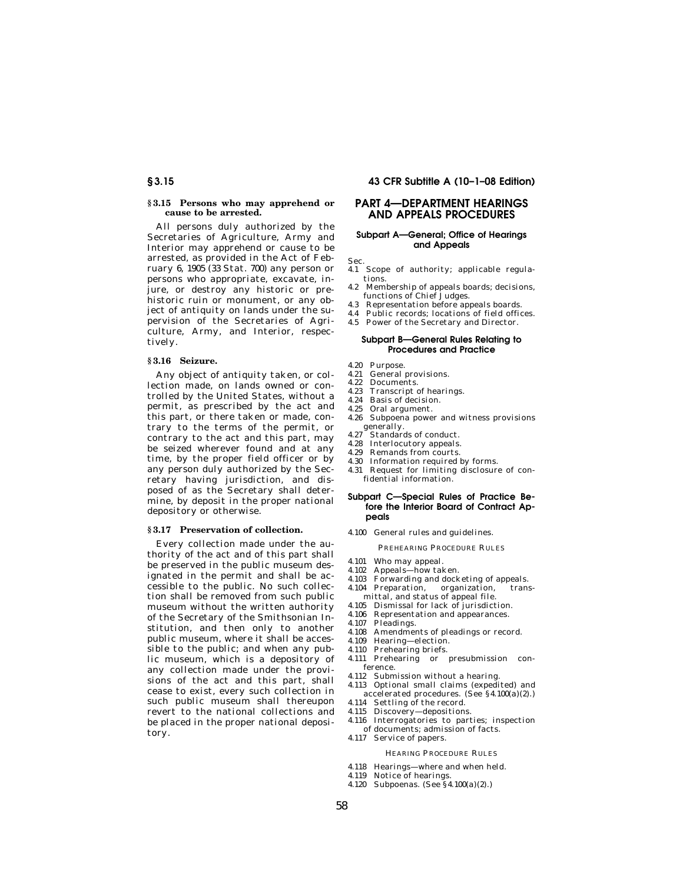### § 3.15 Persons who may apprehend or cause to be arrested.

All persons duly authorized by the Secretaries of Agriculture, Army and Interior may apprehend or cause to be arrested, as provided in the Act of February 6, 1905 (33 Stat. 700) any person or persons who appropriate, excavate, injure, or destroy any historic or prehistoric ruin or monument, or any object of antiquity on lands under the supervision of the Secretaries of Agriculture, Army, and Interior, respectively.

### § 3.16 Seizure.

Any object of antiquity taken, or collection made, on lands owned or controlled by the United States, without a permit, as prescribed by the act and this part, or there taken or made, contrary to the terms of the permit, or contrary to the act and this part, may be seized wherever found and at any time, by the proper field officer or by any person duly authorized by the Secretary having jurisdiction, and disposed of as the Secretary shall determine, by deposit in the proper national depository or otherwise.

### § 3.17 Preservation of collection.

Every collection made under the authority of the act and of this part shall be preserved in the public museum designated in the permit and shall be accessible to the public. No such collection shall be removed from such public museum without the written authority of the Secretary of the Smithsonian Institution, and then only to another public museum, where it shall be accessible to the public; and when any public museum, which is a depository of any collection made under the provisions of the act and this part, shall cease to exist, every such collection in such public museum shall thereupon revert to the national collections and be placed in the proper national depository.

# PART 4—DEPARTMENT HEARINGS AND APPEALS PROCEDURES

## Subpart A—General; Office of Hearings and Appeals

Sec.
- 4.1 Scope of authority; applicable regulations.
- 4.2 Membership of appeals boards; decisions, functions of Chief Judges.
- 4.3 Representation before appeals boards.
- 4.4 Public records; locations of field offices.
- 4.5 Power of the Secretary and Director.

## Subpart B—General Rules Relating to Procedures and Practice

- 4.20 Purpose.
- 4.21 General provisions.
- 4.22 Documents.
- 4.23 Transcript of hearings.
- 4.24 Basis of decision.
- 4.25 Oral argument.
- 4.26 Subpoena power and witness provisions generally.
- 4.27 Standards of conduct.
- 4.28 Interlocutory appeals.
- 4.29 Remands from courts.
- 4.30 Information required by forms.
- 4.31 Request for limiting disclosure of confidential information.

## Subpart C—Special Rules of Practice Before the Interior Board of Contract Appeals

- 4.100 General rules and guidelines.

PREHEARING PROCEDURE RULES

- 4.101 Who may appeal.
- 4.102 Appeals—how taken.
- 4.103 Forwarding and docketing of appeals.
- 4.104 Preparation, organization, transmittal, and status of appeal file.
- 4.105 Dismissal for lack of jurisdiction.
- 4.106 Representation and appearances.
- 4.107 Pleadings.
- 4.108 Amendments of pleadings or record.
- 4.109 Hearing—election.
- 4.110 Prehearing briefs.
- 4.111 Prehearing or presubmission conference.
- 4.112 Submission without a hearing.
- 4.113 Optional small claims (expedited) and accelerated procedures. (See § 4.100(a)(2).)
- 4.114 Settling of the record.
- 4.115 Discovery—depositions.
- 4.116 Interrogatories to parties; inspection of documents; admission of facts.
- 4.117 Service of papers.

HEARING PROCEDURE RULES

- 4.118 Hearings—where and when held.
- 4.119 Notice of hearings.
- 4.120 Subpoenas. (See § 4.100(a)(2).)